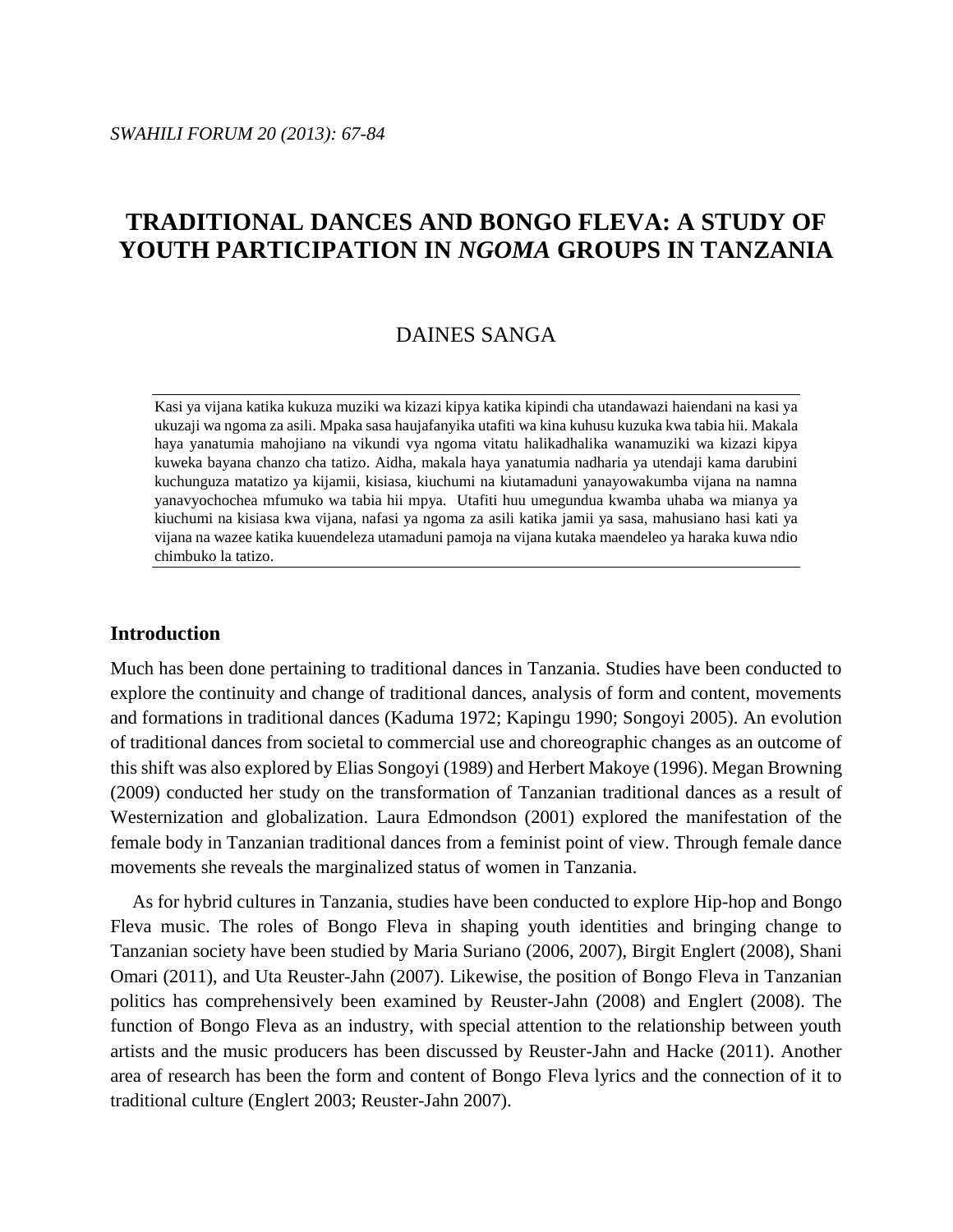# TRADITIONAL DANCES AND BONGO FLEVA: A STUDY OF YOUTH PARTICIPATION IN *NGOMA* GROUPS IN TANZANIA

DAINES SANGA

Kasi ya vijana katika kukuza muziki wa kizazi kipya katika kipindi cha utandawazi haiendani na kasi ya ukuzaji wa ngoma za asili. Mpaka sasa haujafanyika utafiti wa kina kuhusu kuzuka kwa tabia hii. Makala haya yanatumia mahojiano na vikundi vya ngoma vitatu halikadhalika wanamuziki wa kizazi kipya kuweka bayana chanzo cha tatizo. Aidha, makala haya yanatumia nadharia ya utendaji kama darubini kuchunguza matatizo ya kijamii, kisiasa, kiuchumi na kiutamaduni yanayowakumba vijana na namna yanavyochochea mfumuko wa tabia hii mpya. Utafiti huu umegundua kwamba uhaba wa mianya ya kiuchumi na kisiasa kwa vijana, nafasi ya ngoma za asili katika jamii ya sasa, mahusiano hasi kati ya vijana na wazee katika kuuendeleza utamaduni pamoja na vijana kutaka maendeleo ya haraka kuwa ndio chimbuko la tatizo.

## Introduction

Much has been done pertaining to traditional dances in Tanzania. Studies have been conducted to explore the continuity and change of traditional dances, analysis of form and content, movements and formations in traditional dances (Kaduma 1972; Kapingu 1990; Songoyi 2005). An evolution of traditional dances from societal to commercial use and choreographic changes as an outcome of this shift was also explored by Elias Songoyi (1989) and Herbert Makoye (1996). Megan Browning (2009) conducted her study on the transformation of Tanzanian traditional dances as a result of Westernization and globalization. Laura Edmondson (2001) explored the manifestation of the female body in Tanzanian traditional dances from a feminist point of view. Through female dance movements she reveals the marginalized status of women in Tanzania.

As for hybrid cultures in Tanzania, studies have been conducted to explore Hip-hop and Bongo Fleva music. The roles of Bongo Fleva in shaping youth identities and bringing change to Tanzanian society have been studied by Maria Suriano (2006, 2007), Birgit Englert (2008), Shani Omari (2011), and Uta Reuster-Jahn (2007). Likewise, the position of Bongo Fleva in Tanzanian politics has comprehensively been examined by Reuster-Jahn (2008) and Englert (2008). The function of Bongo Fleva as an industry, with special attention to the relationship between youth artists and the music producers has been discussed by Reuster-Jahn and Hacke (2011). Another area of research has been the form and content of Bongo Fleva lyrics and the connection of it to traditional culture (Englert 2003; Reuster-Jahn 2007).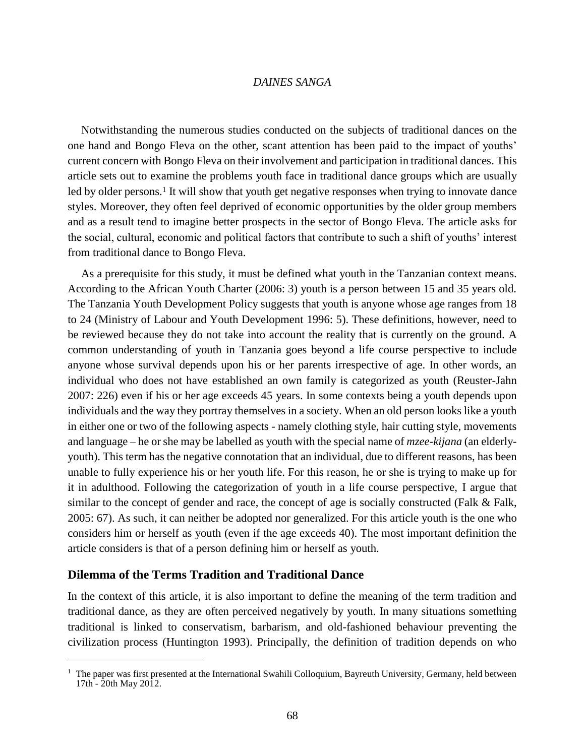Notwithstanding the numerous studies conducted on the subjects of traditional dances on the one hand and Bongo Fleva on the other, scant attention has been paid to the impact of youths' current concern with Bongo Fleva on their involvement and participation in traditional dances. This article sets out to examine the problems youth face in traditional dance groups which are usually led by older persons.[1] It will show that youth get negative responses when trying to innovate dance styles. Moreover, they often feel deprived of economic opportunities by the older group members and as a result tend to imagine better prospects in the sector of Bongo Fleva. The article asks for the social, cultural, economic and political factors that contribute to such a shift of youths' interest from traditional dance to Bongo Fleva.

As a prerequisite for this study, it must be defined what youth in the Tanzanian context means. According to the African Youth Charter (2006: 3) youth is a person between 15 and 35 years old. The Tanzania Youth Development Policy suggests that youth is anyone whose age ranges from 18 to 24 (Ministry of Labour and Youth Development 1996: 5). These definitions, however, need to be reviewed because they do not take into account the reality that is currently on the ground. A common understanding of youth in Tanzania goes beyond a life course perspective to include anyone whose survival depends upon his or her parents irrespective of age. In other words, an individual who does not have established an own family is categorized as youth (Reuster-Jahn 2007: 226) even if his or her age exceeds 45 years. In some contexts being a youth depends upon individuals and the way they portray themselves in a society. When an old person looks like a youth in either one or two of the following aspects - namely clothing style, hair cutting style, movements and language – he or she may be labelled as youth with the special name of *mzee-kijana* (an elderly-youth). This term has the negative connotation that an individual, due to different reasons, has been unable to fully experience his or her youth life. For this reason, he or she is trying to make up for it in adulthood. Following the categorization of youth in a life course perspective, I argue that similar to the concept of gender and race, the concept of age is socially constructed (Falk & Falk, 2005: 67). As such, it can neither be adopted nor generalized. For this article youth is the one who considers him or herself as youth (even if the age exceeds 40). The most important definition the article considers is that of a person defining him or herself as youth.

## Dilemma of the Terms Tradition and Traditional Dance

In the context of this article, it is also important to define the meaning of the term tradition and traditional dance, as they are often perceived negatively by youth. In many situations something traditional is linked to conservatism, barbarism, and old-fashioned behaviour preventing the civilization process (Huntington 1993). Principally, the definition of tradition depends on who

---

[1] The paper was first presented at the International Swahili Colloquium, Bayreuth University, Germany, held between 17th - 20th May 2012.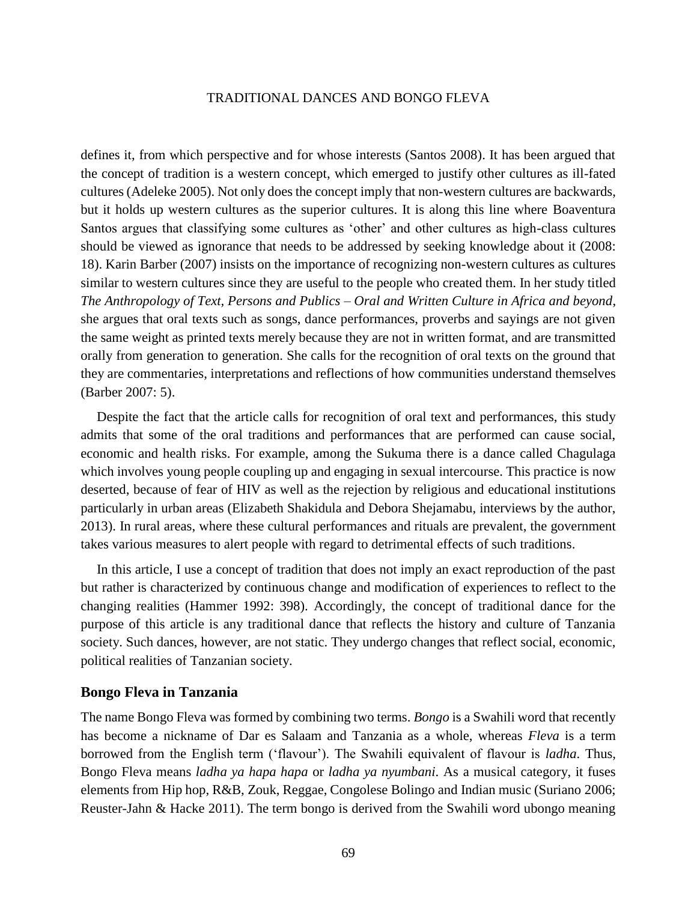defines it, from which perspective and for whose interests (Santos 2008). It has been argued that the concept of tradition is a western concept, which emerged to justify other cultures as ill-fated cultures (Adeleke 2005). Not only does the concept imply that non-western cultures are backwards, but it holds up western cultures as the superior cultures. It is along this line where Boaventura Santos argues that classifying some cultures as 'other' and other cultures as high-class cultures should be viewed as ignorance that needs to be addressed by seeking knowledge about it (2008: 18). Karin Barber (2007) insists on the importance of recognizing non-western cultures as cultures similar to western cultures since they are useful to the people who created them. In her study titled *The Anthropology of Text, Persons and Publics – Oral and Written Culture in Africa and beyond*, she argues that oral texts such as songs, dance performances, proverbs and sayings are not given the same weight as printed texts merely because they are not in written format, and are transmitted orally from generation to generation. She calls for the recognition of oral texts on the ground that they are commentaries, interpretations and reflections of how communities understand themselves (Barber 2007: 5).

Despite the fact that the article calls for recognition of oral text and performances, this study admits that some of the oral traditions and performances that are performed can cause social, economic and health risks. For example, among the Sukuma there is a dance called Chagulaga which involves young people coupling up and engaging in sexual intercourse. This practice is now deserted, because of fear of HIV as well as the rejection by religious and educational institutions particularly in urban areas (Elizabeth Shakidula and Debora Shejamabu, interviews by the author, 2013). In rural areas, where these cultural performances and rituals are prevalent, the government takes various measures to alert people with regard to detrimental effects of such traditions.

In this article, I use a concept of tradition that does not imply an exact reproduction of the past but rather is characterized by continuous change and modification of experiences to reflect to the changing realities (Hammer 1992: 398). Accordingly, the concept of traditional dance for the purpose of this article is any traditional dance that reflects the history and culture of Tanzania society. Such dances, however, are not static. They undergo changes that reflect social, economic, political realities of Tanzanian society.

## Bongo Fleva in Tanzania

The name Bongo Fleva was formed by combining two terms. *Bongo* is a Swahili word that recently has become a nickname of Dar es Salaam and Tanzania as a whole, whereas *Fleva* is a term borrowed from the English term ('flavour'). The Swahili equivalent of flavour is *ladha*. Thus, Bongo Fleva means *ladha ya hapa hapa* or *ladha ya nyumbani*. As a musical category, it fuses elements from Hip hop, R&B, Zouk, Reggae, Congolese Bolingo and Indian music (Suriano 2006; Reuster-Jahn & Hacke 2011). The term bongo is derived from the Swahili word ubongo meaning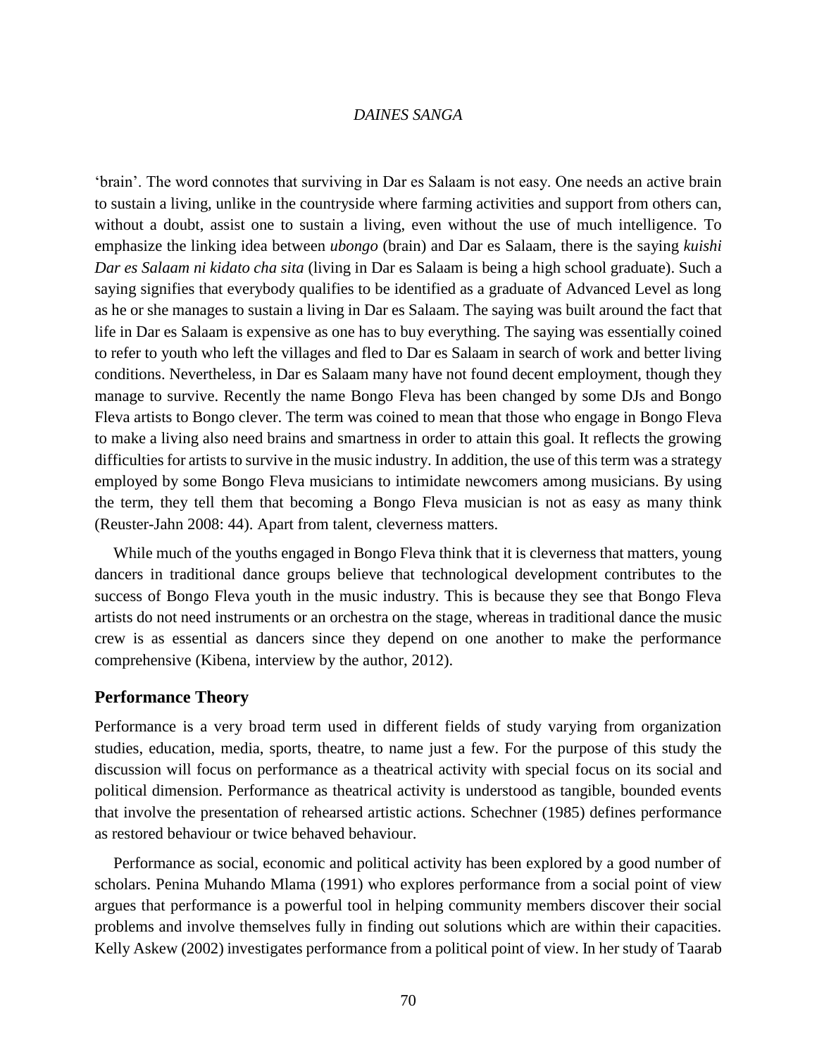'brain'. The word connotes that surviving in Dar es Salaam is not easy. One needs an active brain to sustain a living, unlike in the countryside where farming activities and support from others can, without a doubt, assist one to sustain a living, even without the use of much intelligence. To emphasize the linking idea between *ubongo* (brain) and Dar es Salaam, there is the saying *kuishi Dar es Salaam ni kidato cha sita* (living in Dar es Salaam is being a high school graduate). Such a saying signifies that everybody qualifies to be identified as a graduate of Advanced Level as long as he or she manages to sustain a living in Dar es Salaam. The saying was built around the fact that life in Dar es Salaam is expensive as one has to buy everything. The saying was essentially coined to refer to youth who left the villages and fled to Dar es Salaam in search of work and better living conditions. Nevertheless, in Dar es Salaam many have not found decent employment, though they manage to survive. Recently the name Bongo Fleva has been changed by some DJs and Bongo Fleva artists to Bongo clever. The term was coined to mean that those who engage in Bongo Fleva to make a living also need brains and smartness in order to attain this goal. It reflects the growing difficulties for artists to survive in the music industry. In addition, the use of this term was a strategy employed by some Bongo Fleva musicians to intimidate newcomers among musicians. By using the term, they tell them that becoming a Bongo Fleva musician is not as easy as many think (Reuster-Jahn 2008: 44). Apart from talent, cleverness matters.

While much of the youths engaged in Bongo Fleva think that it is cleverness that matters, young dancers in traditional dance groups believe that technological development contributes to the success of Bongo Fleva youth in the music industry. This is because they see that Bongo Fleva artists do not need instruments or an orchestra on the stage, whereas in traditional dance the music crew is as essential as dancers since they depend on one another to make the performance comprehensive (Kibena, interview by the author, 2012).

## Performance Theory

Performance is a very broad term used in different fields of study varying from organization studies, education, media, sports, theatre, to name just a few. For the purpose of this study the discussion will focus on performance as a theatrical activity with special focus on its social and political dimension. Performance as theatrical activity is understood as tangible, bounded events that involve the presentation of rehearsed artistic actions. Schechner (1985) defines performance as restored behaviour or twice behaved behaviour.

Performance as social, economic and political activity has been explored by a good number of scholars. Penina Muhando Mlama (1991) who explores performance from a social point of view argues that performance is a powerful tool in helping community members discover their social problems and involve themselves fully in finding out solutions which are within their capacities. Kelly Askew (2002) investigates performance from a political point of view. In her study of Taarab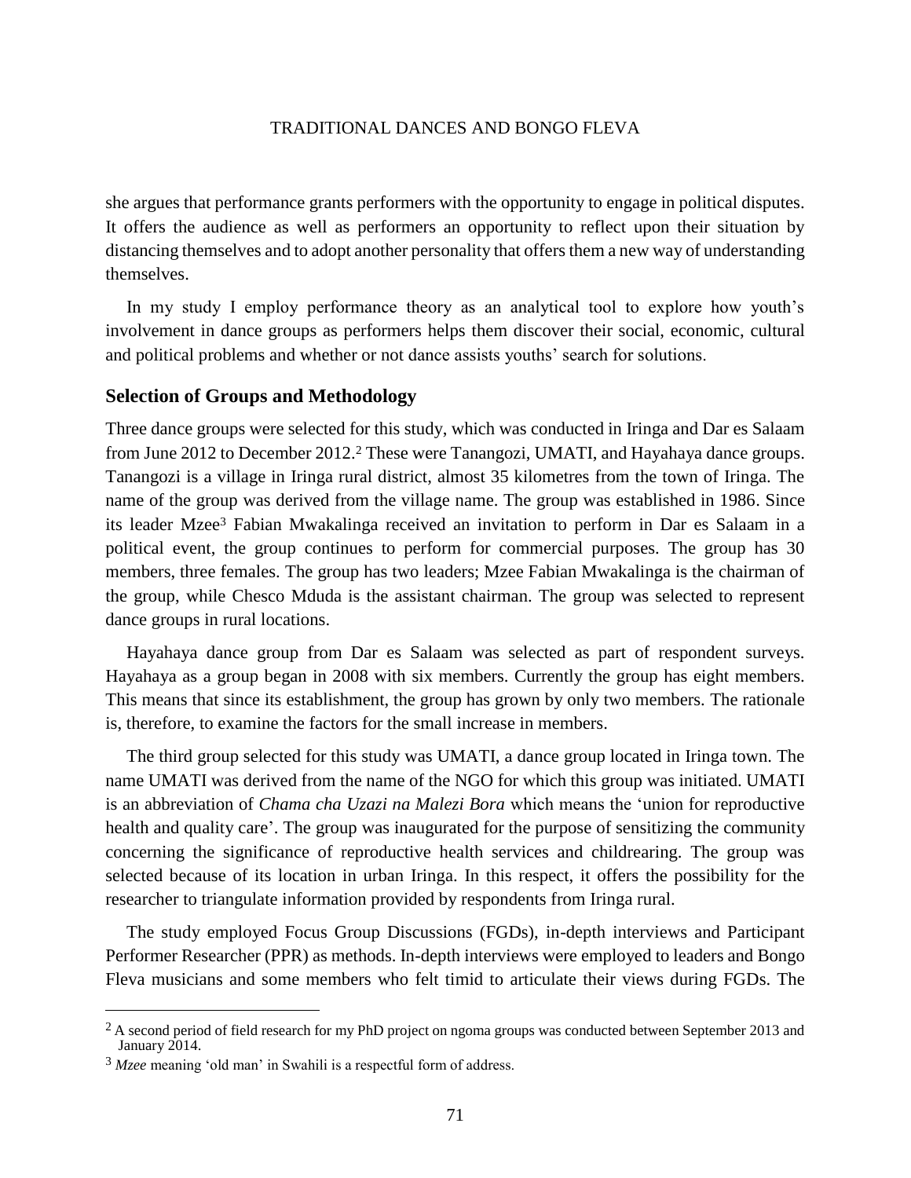she argues that performance grants performers with the opportunity to engage in political disputes. It offers the audience as well as performers an opportunity to reflect upon their situation by distancing themselves and to adopt another personality that offers them a new way of understanding themselves.

In my study I employ performance theory as an analytical tool to explore how youth's involvement in dance groups as performers helps them discover their social, economic, cultural and political problems and whether or not dance assists youths' search for solutions.

## Selection of Groups and Methodology

Three dance groups were selected for this study, which was conducted in Iringa and Dar es Salaam from June 2012 to December 2012.[2] These were Tanangozi, UMATI, and Hayahaya dance groups. Tanangozi is a village in Iringa rural district, almost 35 kilometres from the town of Iringa. The name of the group was derived from the village name. The group was established in 1986. Since its leader Mzee[3] Fabian Mwakalinga received an invitation to perform in Dar es Salaam in a political event, the group continues to perform for commercial purposes. The group has 30 members, three females. The group has two leaders; Mzee Fabian Mwakalinga is the chairman of the group, while Chesco Mduda is the assistant chairman. The group was selected to represent dance groups in rural locations.

Hayahaya dance group from Dar es Salaam was selected as part of respondent surveys. Hayahaya as a group began in 2008 with six members. Currently the group has eight members. This means that since its establishment, the group has grown by only two members. The rationale is, therefore, to examine the factors for the small increase in members.

The third group selected for this study was UMATI, a dance group located in Iringa town. The name UMATI was derived from the name of the NGO for which this group was initiated. UMATI is an abbreviation of *Chama cha Uzazi na Malezi Bora* which means the 'union for reproductive health and quality care'. The group was inaugurated for the purpose of sensitizing the community concerning the significance of reproductive health services and childrearing. The group was selected because of its location in urban Iringa. In this respect, it offers the possibility for the researcher to triangulate information provided by respondents from Iringa rural.

The study employed Focus Group Discussions (FGDs), in-depth interviews and Participant Performer Researcher (PPR) as methods. In-depth interviews were employed to leaders and Bongo Fleva musicians and some members who felt timid to articulate their views during FGDs. The

---

[2] A second period of field research for my PhD project on ngoma groups was conducted between September 2013 and January 2014.

[3] *Mzee* meaning 'old man' in Swahili is a respectful form of address.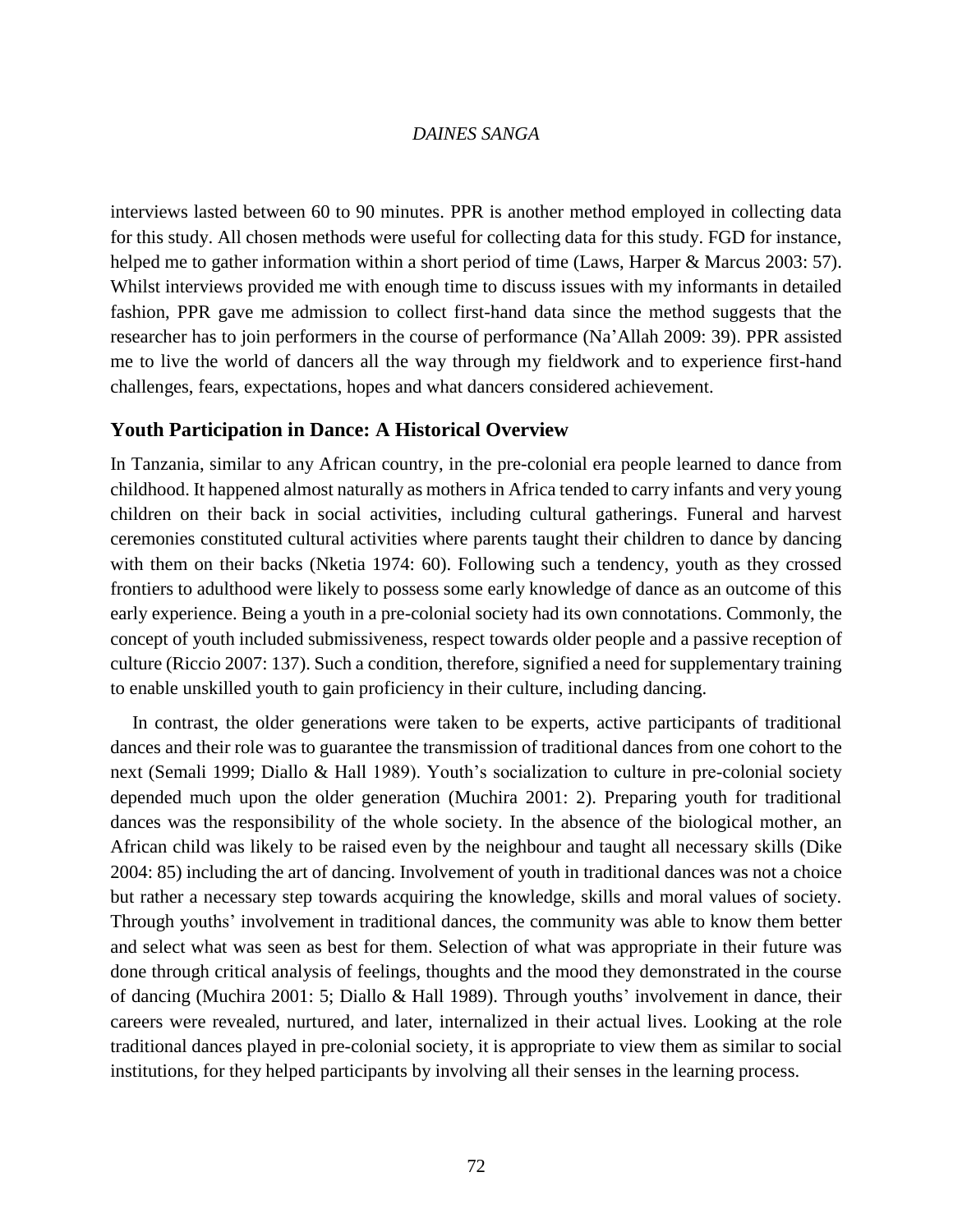interviews lasted between 60 to 90 minutes. PPR is another method employed in collecting data for this study. All chosen methods were useful for collecting data for this study. FGD for instance, helped me to gather information within a short period of time (Laws, Harper & Marcus 2003: 57). Whilst interviews provided me with enough time to discuss issues with my informants in detailed fashion, PPR gave me admission to collect first-hand data since the method suggests that the researcher has to join performers in the course of performance (Na'Allah 2009: 39). PPR assisted me to live the world of dancers all the way through my fieldwork and to experience first-hand challenges, fears, expectations, hopes and what dancers considered achievement.

## Youth Participation in Dance: A Historical Overview

In Tanzania, similar to any African country, in the pre-colonial era people learned to dance from childhood. It happened almost naturally as mothers in Africa tended to carry infants and very young children on their back in social activities, including cultural gatherings. Funeral and harvest ceremonies constituted cultural activities where parents taught their children to dance by dancing with them on their backs (Nketia 1974: 60). Following such a tendency, youth as they crossed frontiers to adulthood were likely to possess some early knowledge of dance as an outcome of this early experience. Being a youth in a pre-colonial society had its own connotations. Commonly, the concept of youth included submissiveness, respect towards older people and a passive reception of culture (Riccio 2007: 137). Such a condition, therefore, signified a need for supplementary training to enable unskilled youth to gain proficiency in their culture, including dancing.

In contrast, the older generations were taken to be experts, active participants of traditional dances and their role was to guarantee the transmission of traditional dances from one cohort to the next (Semali 1999; Diallo & Hall 1989). Youth's socialization to culture in pre-colonial society depended much upon the older generation (Muchira 2001: 2). Preparing youth for traditional dances was the responsibility of the whole society. In the absence of the biological mother, an African child was likely to be raised even by the neighbour and taught all necessary skills (Dike 2004: 85) including the art of dancing. Involvement of youth in traditional dances was not a choice but rather a necessary step towards acquiring the knowledge, skills and moral values of society. Through youths' involvement in traditional dances, the community was able to know them better and select what was seen as best for them. Selection of what was appropriate in their future was done through critical analysis of feelings, thoughts and the mood they demonstrated in the course of dancing (Muchira 2001: 5; Diallo & Hall 1989). Through youths' involvement in dance, their careers were revealed, nurtured, and later, internalized in their actual lives. Looking at the role traditional dances played in pre-colonial society, it is appropriate to view them as similar to social institutions, for they helped participants by involving all their senses in the learning process.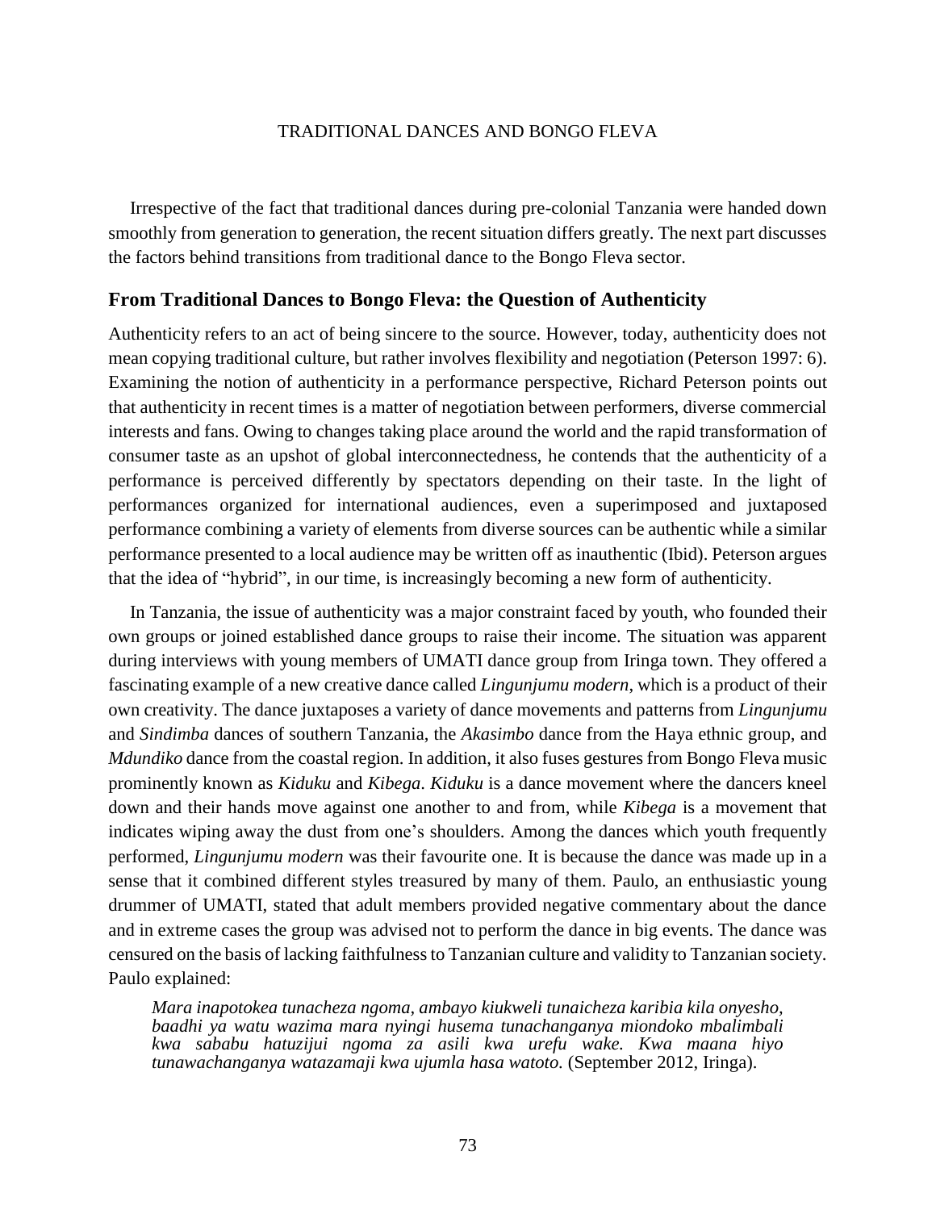Irrespective of the fact that traditional dances during pre-colonial Tanzania were handed down smoothly from generation to generation, the recent situation differs greatly. The next part discusses the factors behind transitions from traditional dance to the Bongo Fleva sector.

## From Traditional Dances to Bongo Fleva: the Question of Authenticity

Authenticity refers to an act of being sincere to the source. However, today, authenticity does not mean copying traditional culture, but rather involves flexibility and negotiation (Peterson 1997: 6). Examining the notion of authenticity in a performance perspective, Richard Peterson points out that authenticity in recent times is a matter of negotiation between performers, diverse commercial interests and fans. Owing to changes taking place around the world and the rapid transformation of consumer taste as an upshot of global interconnectedness, he contends that the authenticity of a performance is perceived differently by spectators depending on their taste. In the light of performances organized for international audiences, even a superimposed and juxtaposed performance combining a variety of elements from diverse sources can be authentic while a similar performance presented to a local audience may be written off as inauthentic (Ibid). Peterson argues that the idea of "hybrid", in our time, is increasingly becoming a new form of authenticity.

In Tanzania, the issue of authenticity was a major constraint faced by youth, who founded their own groups or joined established dance groups to raise their income. The situation was apparent during interviews with young members of UMATI dance group from Iringa town. They offered a fascinating example of a new creative dance called *Lingunjumu modern*, which is a product of their own creativity. The dance juxtaposes a variety of dance movements and patterns from *Lingunjumu* and *Sindimba* dances of southern Tanzania, the *Akasimbo* dance from the Haya ethnic group, and *Mdundiko* dance from the coastal region. In addition, it also fuses gestures from Bongo Fleva music prominently known as *Kiduku* and *Kibega*. *Kiduku* is a dance movement where the dancers kneel down and their hands move against one another to and from, while *Kibega* is a movement that indicates wiping away the dust from one's shoulders. Among the dances which youth frequently performed, *Lingunjumu modern* was their favourite one. It is because the dance was made up in a sense that it combined different styles treasured by many of them. Paulo, an enthusiastic young drummer of UMATI, stated that adult members provided negative commentary about the dance and in extreme cases the group was advised not to perform the dance in big events. The dance was censured on the basis of lacking faithfulness to Tanzanian culture and validity to Tanzanian society. Paulo explained:

> *Mara inapotokea tunacheza ngoma, ambayo kiukweli tunaicheza karibia kila onyesho, baadhi ya watu wazima mara nyingi husema tunachanganya miondoko mbalimbali kwa sababu hatuzijui ngoma za asili kwa urefu wake. Kwa maana hiyo tunawachanganya watazamaji kwa ujumla hasa watoto.* (September 2012, Iringa).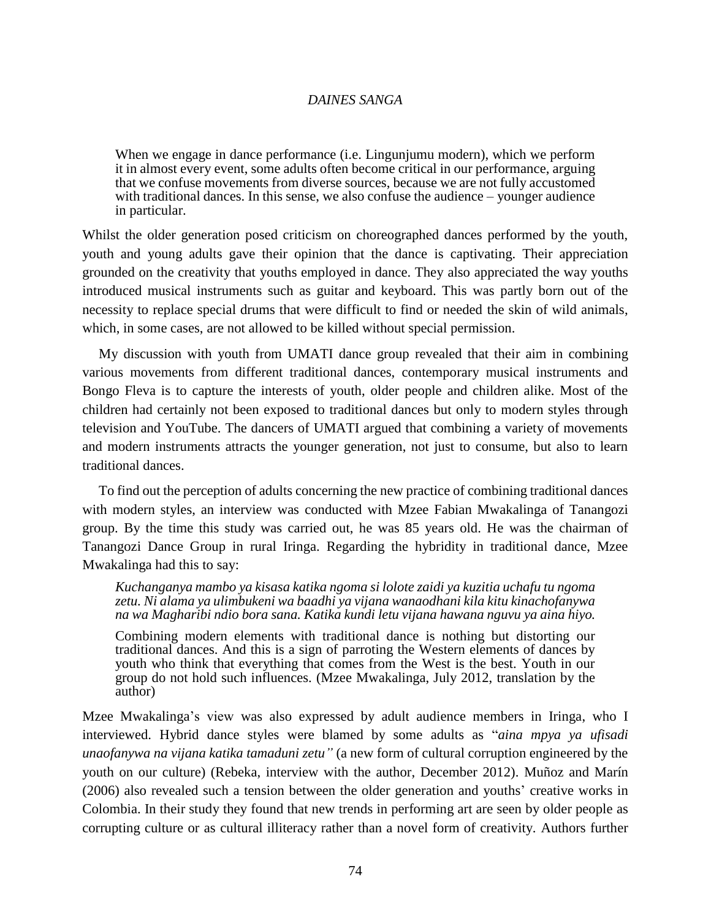> When we engage in dance performance (i.e. Lingunjumu modern), which we perform it in almost every event, some adults often become critical in our performance, arguing that we confuse movements from diverse sources, because we are not fully accustomed with traditional dances. In this sense, we also confuse the audience – younger audience in particular.

Whilst the older generation posed criticism on choreographed dances performed by the youth, youth and young adults gave their opinion that the dance is captivating. Their appreciation grounded on the creativity that youths employed in dance. They also appreciated the way youths introduced musical instruments such as guitar and keyboard. This was partly born out of the necessity to replace special drums that were difficult to find or needed the skin of wild animals, which, in some cases, are not allowed to be killed without special permission.

My discussion with youth from UMATI dance group revealed that their aim in combining various movements from different traditional dances, contemporary musical instruments and Bongo Fleva is to capture the interests of youth, older people and children alike. Most of the children had certainly not been exposed to traditional dances but only to modern styles through television and YouTube. The dancers of UMATI argued that combining a variety of movements and modern instruments attracts the younger generation, not just to consume, but also to learn traditional dances.

To find out the perception of adults concerning the new practice of combining traditional dances with modern styles, an interview was conducted with Mzee Fabian Mwakalinga of Tanangozi group. By the time this study was carried out, he was 85 years old. He was the chairman of Tanangozi Dance Group in rural Iringa. Regarding the hybridity in traditional dance, Mzee Mwakalinga had this to say:

> *Kuchanganya mambo ya kisasa katika ngoma si lolote zaidi ya kuzitia uchafu tu ngoma zetu. Ni alama ya ulimbukeni wa baadhi ya vijana wanaodhani kila kitu kinachofanywa na wa Magharibi ndio bora sana. Katika kundi letu vijana hawana nguvu ya aina hiyo.*
>
> Combining modern elements with traditional dance is nothing but distorting our traditional dances. And this is a sign of parroting the Western elements of dances by youth who think that everything that comes from the West is the best. Youth in our group do not hold such influences. (Mzee Mwakalinga, July 2012, translation by the author)

Mzee Mwakalinga's view was also expressed by adult audience members in Iringa, who I interviewed. Hybrid dance styles were blamed by some adults as "*aina mpya ya ufisadi unaofanywa na vijana katika tamaduni zetu"* (a new form of cultural corruption engineered by the youth on our culture) (Rebeka, interview with the author, December 2012). Muñoz and Marín (2006) also revealed such a tension between the older generation and youths' creative works in Colombia. In their study they found that new trends in performing art are seen by older people as corrupting culture or as cultural illiteracy rather than a novel form of creativity. Authors further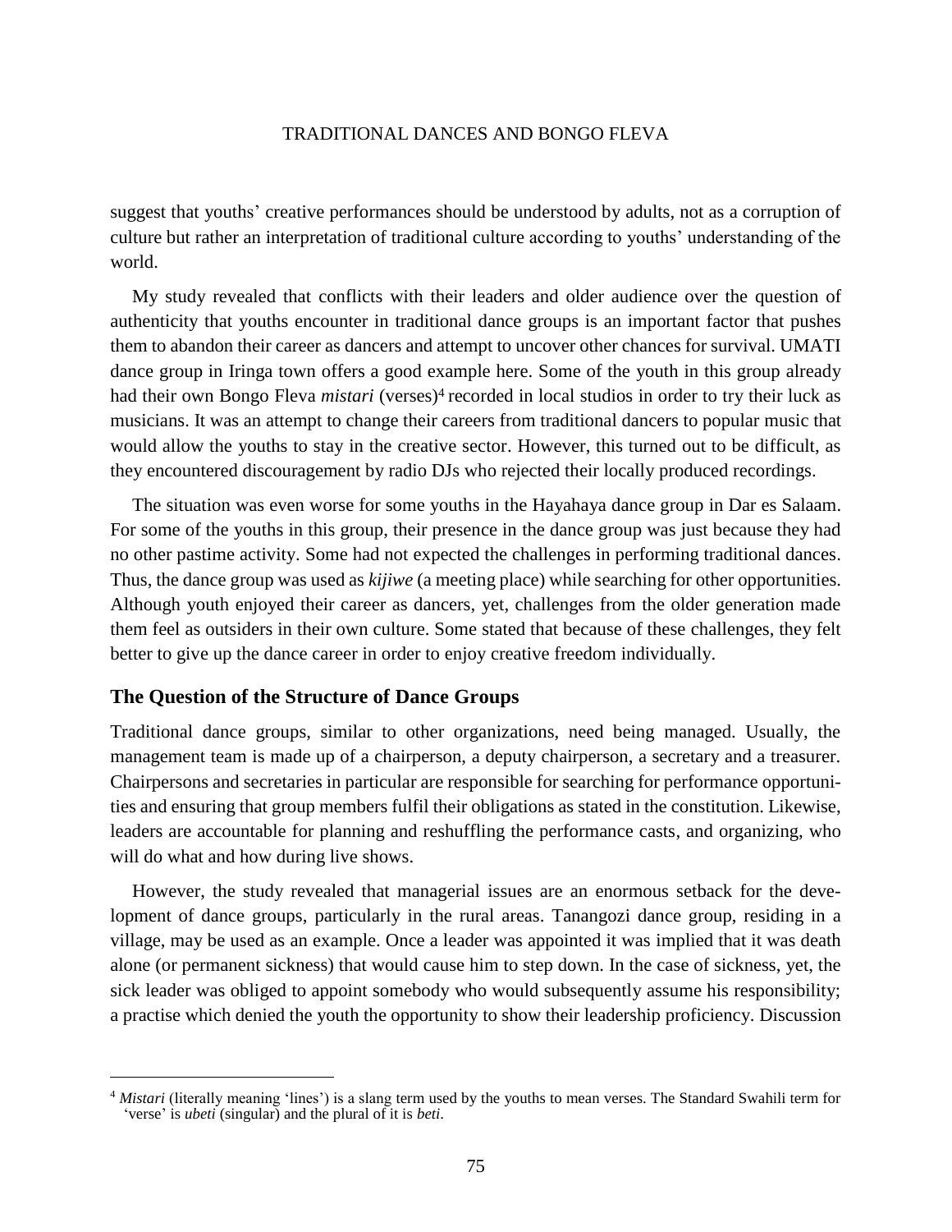suggest that youths' creative performances should be understood by adults, not as a corruption of culture but rather an interpretation of traditional culture according to youths' understanding of the world.

My study revealed that conflicts with their leaders and older audience over the question of authenticity that youths encounter in traditional dance groups is an important factor that pushes them to abandon their career as dancers and attempt to uncover other chances for survival. UMATI dance group in Iringa town offers a good example here. Some of the youth in this group already had their own Bongo Fleva *mistari* (verses)[4] recorded in local studios in order to try their luck as musicians. It was an attempt to change their careers from traditional dancers to popular music that would allow the youths to stay in the creative sector. However, this turned out to be difficult, as they encountered discouragement by radio DJs who rejected their locally produced recordings.

The situation was even worse for some youths in the Hayahaya dance group in Dar es Salaam. For some of the youths in this group, their presence in the dance group was just because they had no other pastime activity. Some had not expected the challenges in performing traditional dances. Thus, the dance group was used as *kijiwe* (a meeting place) while searching for other opportunities. Although youth enjoyed their career as dancers, yet, challenges from the older generation made them feel as outsiders in their own culture. Some stated that because of these challenges, they felt better to give up the dance career in order to enjoy creative freedom individually.

## The Question of the Structure of Dance Groups

Traditional dance groups, similar to other organizations, need being managed. Usually, the management team is made up of a chairperson, a deputy chairperson, a secretary and a treasurer. Chairpersons and secretaries in particular are responsible for searching for performance opportunities and ensuring that group members fulfil their obligations as stated in the constitution. Likewise, leaders are accountable for planning and reshuffling the performance casts, and organizing, who will do what and how during live shows.

However, the study revealed that managerial issues are an enormous setback for the development of dance groups, particularly in the rural areas. Tanangozi dance group, residing in a village, may be used as an example. Once a leader was appointed it was implied that it was death alone (or permanent sickness) that would cause him to step down. In the case of sickness, yet, the sick leader was obliged to appoint somebody who would subsequently assume his responsibility; a practise which denied the youth the opportunity to show their leadership proficiency. Discussion

[4] *Mistari* (literally meaning 'lines') is a slang term used by the youths to mean verses. The Standard Swahili term for 'verse' is *ubeti* (singular) and the plural of it is *beti*.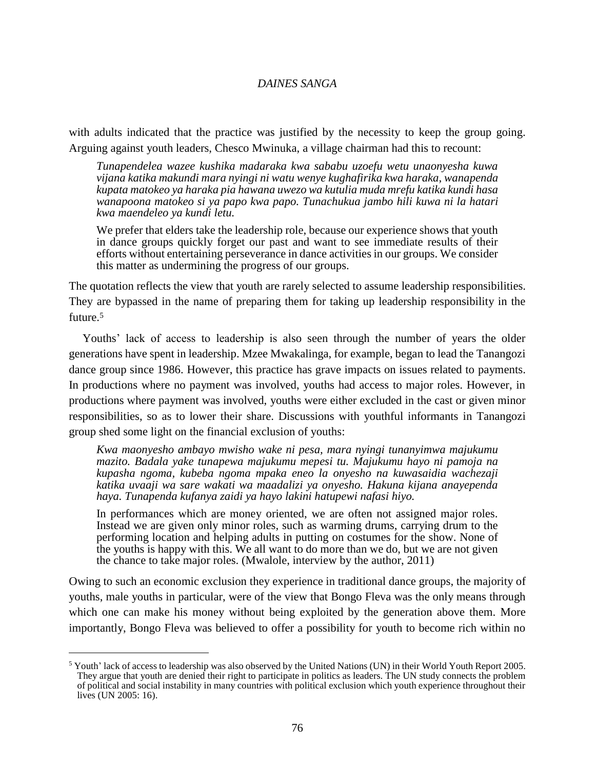with adults indicated that the practice was justified by the necessity to keep the group going. Arguing against youth leaders, Chesco Mwinuka, a village chairman had this to recount:

> *Tunapendelea wazee kushika madaraka kwa sababu uzoefu wetu unaonyesha kuwa vijana katika makundi mara nyingi ni watu wenye kughafirika kwa haraka, wanapenda kupata matokeo ya haraka pia hawana uwezo wa kutulia muda mrefu katika kundi hasa wanapoona matokeo si ya papo kwa papo. Tunachukua jambo hili kuwa ni la hatari kwa maendeleo ya kundi letu.*
>
> We prefer that elders take the leadership role, because our experience shows that youth in dance groups quickly forget our past and want to see immediate results of their efforts without entertaining perseverance in dance activities in our groups. We consider this matter as undermining the progress of our groups.

The quotation reflects the view that youth are rarely selected to assume leadership responsibilities. They are bypassed in the name of preparing them for taking up leadership responsibility in the future.[5]

Youths' lack of access to leadership is also seen through the number of years the older generations have spent in leadership. Mzee Mwakalinga, for example, began to lead the Tanangozi dance group since 1986. However, this practice has grave impacts on issues related to payments. In productions where no payment was involved, youths had access to major roles. However, in productions where payment was involved, youths were either excluded in the cast or given minor responsibilities, so as to lower their share. Discussions with youthful informants in Tanangozi group shed some light on the financial exclusion of youths:

> *Kwa maonyesho ambayo mwisho wake ni pesa, mara nyingi tunanyimwa majukumu mazito. Badala yake tunapewa majukumu mepesi tu. Majukumu hayo ni pamoja na kupasha ngoma, kubeba ngoma mpaka eneo la onyesho na kuwasaidia wachezaji katika uvaaji wa sare wakati wa maadalizi ya onyesho. Hakuna kijana anayependa haya. Tunapenda kufanya zaidi ya hayo lakini hatupewi nafasi hiyo.*
>
> In performances which are money oriented, we are often not assigned major roles. Instead we are given only minor roles, such as warming drums, carrying drum to the performing location and helping adults in putting on costumes for the show. None of the youths is happy with this. We all want to do more than we do, but we are not given the chance to take major roles. (Mwalole, interview by the author, 2011)

Owing to such an economic exclusion they experience in traditional dance groups, the majority of youths, male youths in particular, were of the view that Bongo Fleva was the only means through which one can make his money without being exploited by the generation above them. More importantly, Bongo Fleva was believed to offer a possibility for youth to become rich within no

---

[5] Youth' lack of access to leadership was also observed by the United Nations (UN) in their World Youth Report 2005. They argue that youth are denied their right to participate in politics as leaders. The UN study connects the problem of political and social instability in many countries with political exclusion which youth experience throughout their lives (UN 2005: 16).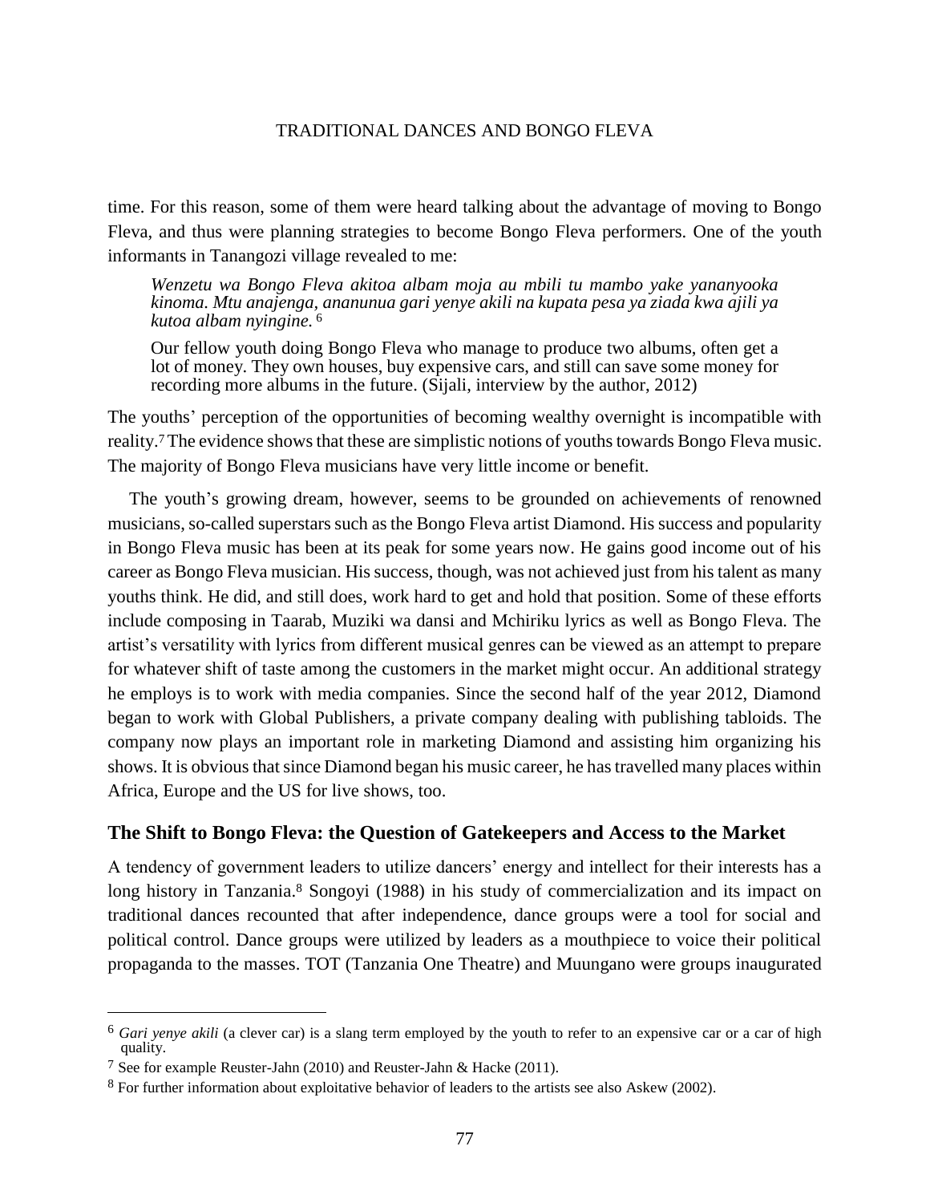time. For this reason, some of them were heard talking about the advantage of moving to Bongo Fleva, and thus were planning strategies to become Bongo Fleva performers. One of the youth informants in Tanangozi village revealed to me:

> *Wenzetu wa Bongo Fleva akitoa albam moja au mbili tu mambo yake yananyooka kinoma. Mtu anajenga, ananunua gari yenye akili na kupata pesa ya ziada kwa ajili ya kutoa albam nyingine.* [6]
>
> Our fellow youth doing Bongo Fleva who manage to produce two albums, often get a lot of money. They own houses, buy expensive cars, and still can save some money for recording more albums in the future. (Sijali, interview by the author, 2012)

The youths' perception of the opportunities of becoming wealthy overnight is incompatible with reality.[7] The evidence shows that these are simplistic notions of youths towards Bongo Fleva music. The majority of Bongo Fleva musicians have very little income or benefit.

The youth's growing dream, however, seems to be grounded on achievements of renowned musicians, so-called superstars such as the Bongo Fleva artist Diamond. His success and popularity in Bongo Fleva music has been at its peak for some years now. He gains good income out of his career as Bongo Fleva musician. His success, though, was not achieved just from his talent as many youths think. He did, and still does, work hard to get and hold that position. Some of these efforts include composing in Taarab, Muziki wa dansi and Mchiriku lyrics as well as Bongo Fleva. The artist's versatility with lyrics from different musical genres can be viewed as an attempt to prepare for whatever shift of taste among the customers in the market might occur. An additional strategy he employs is to work with media companies. Since the second half of the year 2012, Diamond began to work with Global Publishers, a private company dealing with publishing tabloids. The company now plays an important role in marketing Diamond and assisting him organizing his shows. It is obvious that since Diamond began his music career, he has travelled many places within Africa, Europe and the US for live shows, too.

## The Shift to Bongo Fleva: the Question of Gatekeepers and Access to the Market

A tendency of government leaders to utilize dancers' energy and intellect for their interests has a long history in Tanzania.[8] Songoyi (1988) in his study of commercialization and its impact on traditional dances recounted that after independence, dance groups were a tool for social and political control. Dance groups were utilized by leaders as a mouthpiece to voice their political propaganda to the masses. TOT (Tanzania One Theatre) and Muungano were groups inaugurated

---

[6] *Gari yenye akili* (a clever car) is a slang term employed by the youth to refer to an expensive car or a car of high quality.

[7] See for example Reuster-Jahn (2010) and Reuster-Jahn & Hacke (2011).

[8] For further information about exploitative behavior of leaders to the artists see also Askew (2002).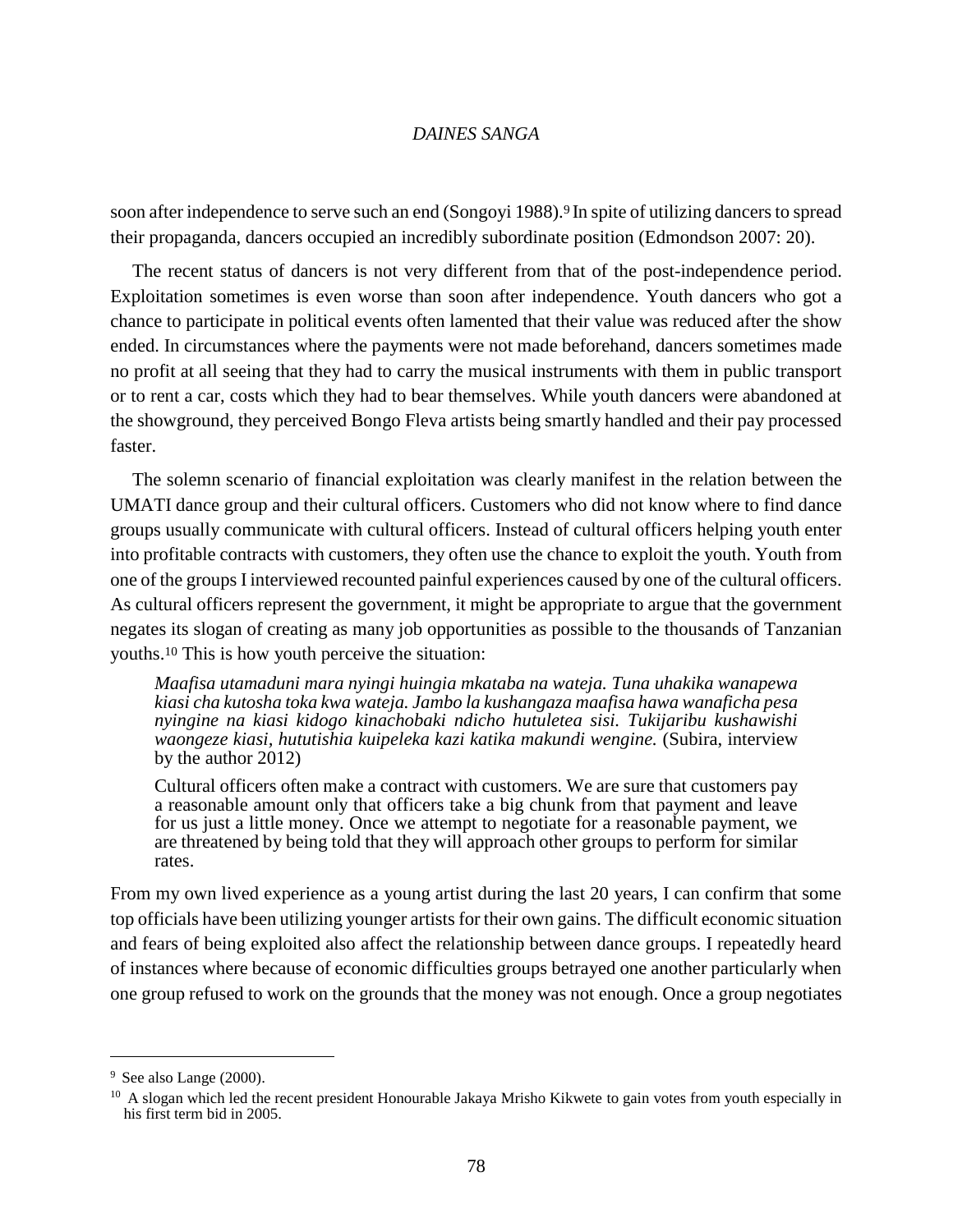soon after independence to serve such an end (Songoyi 1988).[9] In spite of utilizing dancers to spread their propaganda, dancers occupied an incredibly subordinate position (Edmondson 2007: 20).

The recent status of dancers is not very different from that of the post-independence period. Exploitation sometimes is even worse than soon after independence. Youth dancers who got a chance to participate in political events often lamented that their value was reduced after the show ended. In circumstances where the payments were not made beforehand, dancers sometimes made no profit at all seeing that they had to carry the musical instruments with them in public transport or to rent a car, costs which they had to bear themselves. While youth dancers were abandoned at the showground, they perceived Bongo Fleva artists being smartly handled and their pay processed faster.

The solemn scenario of financial exploitation was clearly manifest in the relation between the UMATI dance group and their cultural officers. Customers who did not know where to find dance groups usually communicate with cultural officers. Instead of cultural officers helping youth enter into profitable contracts with customers, they often use the chance to exploit the youth. Youth from one of the groups I interviewed recounted painful experiences caused by one of the cultural officers. As cultural officers represent the government, it might be appropriate to argue that the government negates its slogan of creating as many job opportunities as possible to the thousands of Tanzanian youths.[10] This is how youth perceive the situation:

> *Maafisa utamaduni mara nyingi huingia mkataba na wateja. Tuna uhakika wanapewa kiasi cha kutosha toka kwa wateja. Jambo la kushangaza maafisa hawa wanaficha pesa nyingine na kiasi kidogo kinachobaki ndicho hutuletea sisi. Tukijaribu kushawishi waongeze kiasi, hututishia kuipeleka kazi katika makundi wengine.* (Subira, interview by the author 2012)
>
> Cultural officers often make a contract with customers. We are sure that customers pay a reasonable amount only that officers take a big chunk from that payment and leave for us just a little money. Once we attempt to negotiate for a reasonable payment, we are threatened by being told that they will approach other groups to perform for similar rates.

From my own lived experience as a young artist during the last 20 years, I can confirm that some top officials have been utilizing younger artists for their own gains. The difficult economic situation and fears of being exploited also affect the relationship between dance groups. I repeatedly heard of instances where because of economic difficulties groups betrayed one another particularly when one group refused to work on the grounds that the money was not enough. Once a group negotiates

---

[9] See also Lange (2000).

[10] A slogan which led the recent president Honourable Jakaya Mrisho Kikwete to gain votes from youth especially in his first term bid in 2005.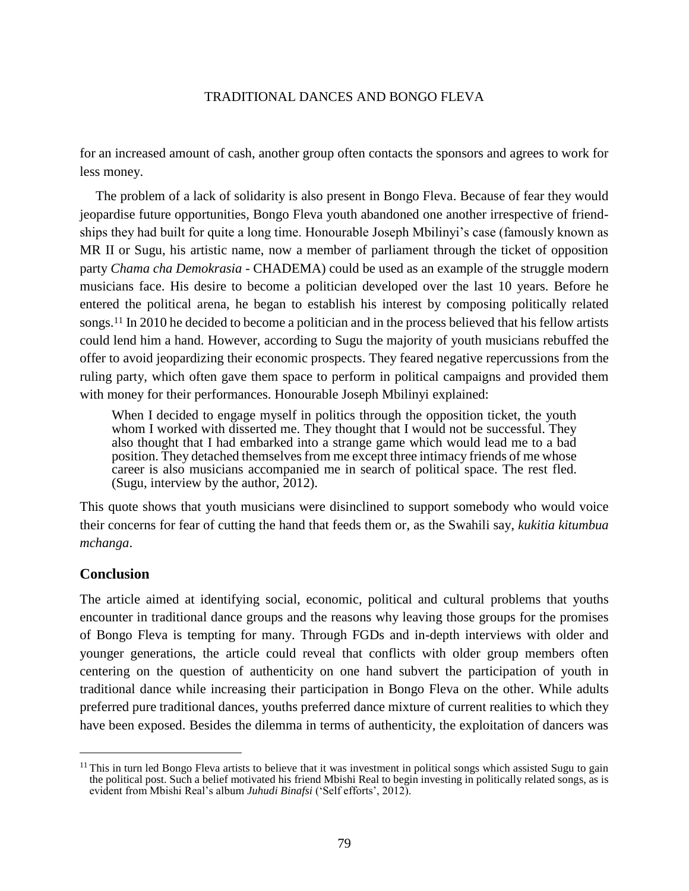for an increased amount of cash, another group often contacts the sponsors and agrees to work for less money.

The problem of a lack of solidarity is also present in Bongo Fleva. Because of fear they would jeopardise future opportunities, Bongo Fleva youth abandoned one another irrespective of friendships they had built for quite a long time. Honourable Joseph Mbilinyi's case (famously known as MR II or Sugu, his artistic name, now a member of parliament through the ticket of opposition party *Chama cha Demokrasia* - CHADEMA) could be used as an example of the struggle modern musicians face. His desire to become a politician developed over the last 10 years. Before he entered the political arena, he began to establish his interest by composing politically related songs.[11] In 2010 he decided to become a politician and in the process believed that his fellow artists could lend him a hand. However, according to Sugu the majority of youth musicians rebuffed the offer to avoid jeopardizing their economic prospects. They feared negative repercussions from the ruling party, which often gave them space to perform in political campaigns and provided them with money for their performances. Honourable Joseph Mbilinyi explained:

> When I decided to engage myself in politics through the opposition ticket, the youth whom I worked with disserted me. They thought that I would not be successful. They also thought that I had embarked into a strange game which would lead me to a bad position. They detached themselves from me except three intimacy friends of me whose career is also musicians accompanied me in search of political space. The rest fled. (Sugu, interview by the author, 2012).

This quote shows that youth musicians were disinclined to support somebody who would voice their concerns for fear of cutting the hand that feeds them or, as the Swahili say, *kukitia kitumbua mchanga*.

## Conclusion

The article aimed at identifying social, economic, political and cultural problems that youths encounter in traditional dance groups and the reasons why leaving those groups for the promises of Bongo Fleva is tempting for many. Through FGDs and in-depth interviews with older and younger generations, the article could reveal that conflicts with older group members often centering on the question of authenticity on one hand subvert the participation of youth in traditional dance while increasing their participation in Bongo Fleva on the other. While adults preferred pure traditional dances, youths preferred dance mixture of current realities to which they have been exposed. Besides the dilemma in terms of authenticity, the exploitation of dancers was

[11] This in turn led Bongo Fleva artists to believe that it was investment in political songs which assisted Sugu to gain the political post. Such a belief motivated his friend Mbishi Real to begin investing in politically related songs, as is evident from Mbishi Real's album *Juhudi Binafsi* ('Self efforts', 2012).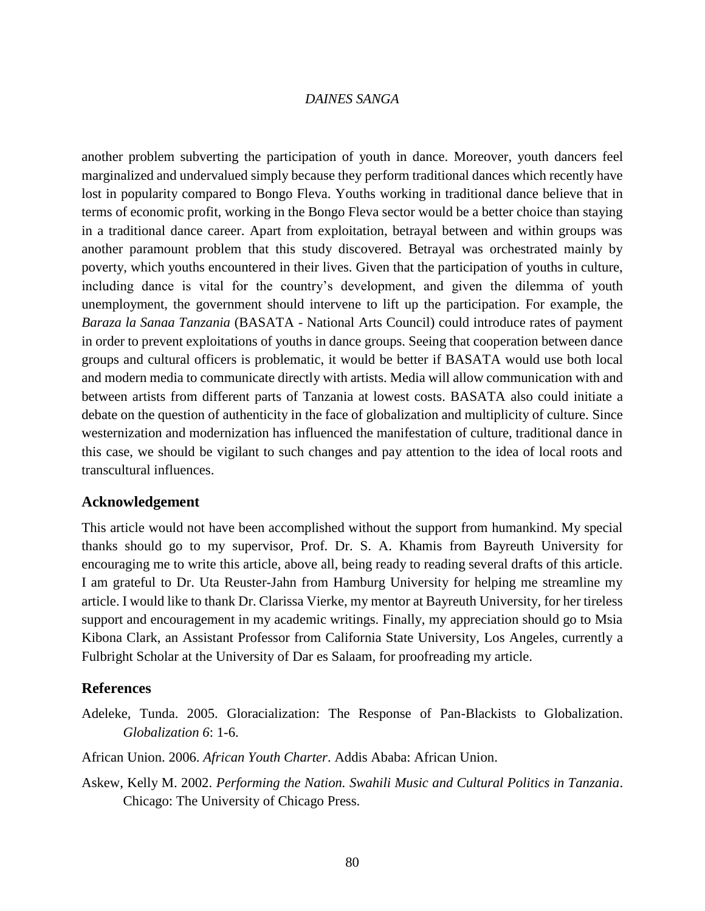another problem subverting the participation of youth in dance. Moreover, youth dancers feel marginalized and undervalued simply because they perform traditional dances which recently have lost in popularity compared to Bongo Fleva. Youths working in traditional dance believe that in terms of economic profit, working in the Bongo Fleva sector would be a better choice than staying in a traditional dance career. Apart from exploitation, betrayal between and within groups was another paramount problem that this study discovered. Betrayal was orchestrated mainly by poverty, which youths encountered in their lives. Given that the participation of youths in culture, including dance is vital for the country's development, and given the dilemma of youth unemployment, the government should intervene to lift up the participation. For example, the *Baraza la Sanaa Tanzania* (BASATA - National Arts Council) could introduce rates of payment in order to prevent exploitations of youths in dance groups. Seeing that cooperation between dance groups and cultural officers is problematic, it would be better if BASATA would use both local and modern media to communicate directly with artists. Media will allow communication with and between artists from different parts of Tanzania at lowest costs. BASATA also could initiate a debate on the question of authenticity in the face of globalization and multiplicity of culture. Since westernization and modernization has influenced the manifestation of culture, traditional dance in this case, we should be vigilant to such changes and pay attention to the idea of local roots and transcultural influences.

## Acknowledgement

This article would not have been accomplished without the support from humankind. My special thanks should go to my supervisor, Prof. Dr. S. A. Khamis from Bayreuth University for encouraging me to write this article, above all, being ready to reading several drafts of this article. I am grateful to Dr. Uta Reuster-Jahn from Hamburg University for helping me streamline my article. I would like to thank Dr. Clarissa Vierke, my mentor at Bayreuth University, for her tireless support and encouragement in my academic writings. Finally, my appreciation should go to Msia Kibona Clark, an Assistant Professor from California State University, Los Angeles, currently a Fulbright Scholar at the University of Dar es Salaam, for proofreading my article.

## References

Adeleke, Tunda. 2005. Gloracialization: The Response of Pan-Blackists to Globalization. *Globalization 6*: 1-6.

African Union. 2006. *African Youth Charter*. Addis Ababa: African Union.

Askew, Kelly M. 2002. *Performing the Nation. Swahili Music and Cultural Politics in Tanzania*. Chicago: The University of Chicago Press.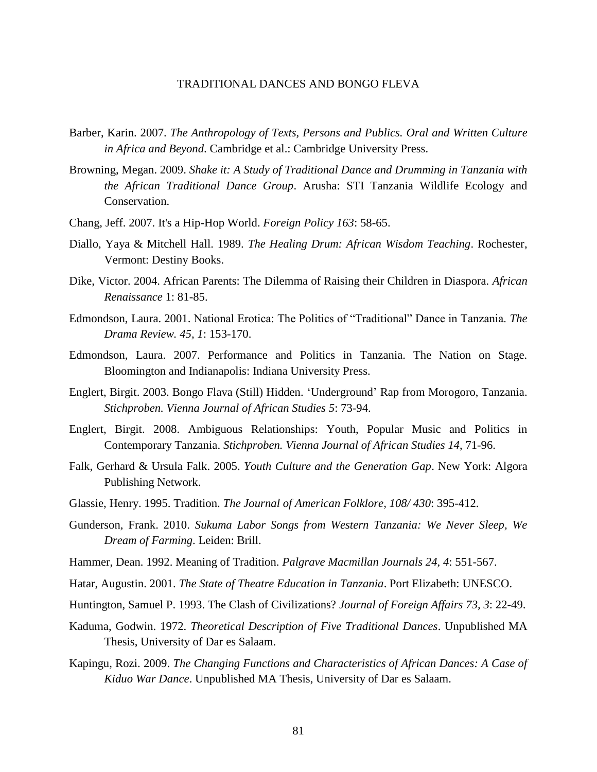Barber, Karin. 2007. *The Anthropology of Texts, Persons and Publics. Oral and Written Culture in Africa and Beyond*. Cambridge et al.: Cambridge University Press.

Browning, Megan. 2009. *Shake it: A Study of Traditional Dance and Drumming in Tanzania with the African Traditional Dance Group*. Arusha: STI Tanzania Wildlife Ecology and Conservation.

Chang, Jeff. 2007. It's a Hip-Hop World. *Foreign Policy 163*: 58-65.

Diallo, Yaya & Mitchell Hall. 1989. *The Healing Drum: African Wisdom Teaching*. Rochester, Vermont: Destiny Books.

Dike, Victor. 2004. African Parents: The Dilemma of Raising their Children in Diaspora. *African Renaissance* 1: 81-85.

Edmondson, Laura. 2001. National Erotica: The Politics of "Traditional" Dance in Tanzania. *The Drama Review. 45, 1*: 153-170.

Edmondson, Laura. 2007. Performance and Politics in Tanzania. The Nation on Stage. Bloomington and Indianapolis: Indiana University Press.

Englert, Birgit. 2003. Bongo Flava (Still) Hidden. 'Underground' Rap from Morogoro, Tanzania. *Stichproben. Vienna Journal of African Studies 5*: 73-94.

Englert, Birgit. 2008. Ambiguous Relationships: Youth, Popular Music and Politics in Contemporary Tanzania. *Stichproben. Vienna Journal of African Studies 14*, 71-96.

Falk, Gerhard & Ursula Falk. 2005. *Youth Culture and the Generation Gap*. New York: Algora Publishing Network.

Glassie, Henry. 1995. Tradition. *The Journal of American Folklore, 108/ 430*: 395-412.

Gunderson, Frank. 2010. *Sukuma Labor Songs from Western Tanzania: We Never Sleep, We Dream of Farming*. Leiden: Brill.

Hammer, Dean. 1992. Meaning of Tradition. *Palgrave Macmillan Journals 24, 4*: 551-567.

Hatar, Augustin. 2001. *The State of Theatre Education in Tanzania*. Port Elizabeth: UNESCO.

Huntington, Samuel P. 1993. The Clash of Civilizations? *Journal of Foreign Affairs 73, 3*: 22-49.

Kaduma, Godwin. 1972. *Theoretical Description of Five Traditional Dances*. Unpublished MA Thesis, University of Dar es Salaam.

Kapingu, Rozi. 2009. *The Changing Functions and Characteristics of African Dances: A Case of Kiduo War Dance*. Unpublished MA Thesis, University of Dar es Salaam.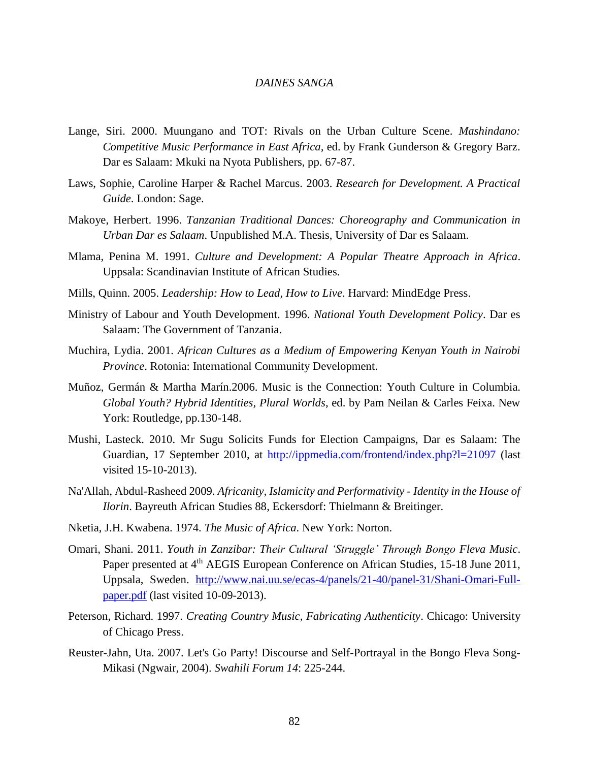Lange, Siri. 2000. Muungano and TOT: Rivals on the Urban Culture Scene. *Mashindano: Competitive Music Performance in East Africa*, ed. by Frank Gunderson & Gregory Barz. Dar es Salaam: Mkuki na Nyota Publishers, pp. 67-87.

Laws, Sophie, Caroline Harper & Rachel Marcus. 2003. *Research for Development. A Practical Guide*. London: Sage.

Makoye, Herbert. 1996. *Tanzanian Traditional Dances: Choreography and Communication in Urban Dar es Salaam*. Unpublished M.A. Thesis, University of Dar es Salaam.

Mlama, Penina M. 1991. *Culture and Development: A Popular Theatre Approach in Africa*. Uppsala: Scandinavian Institute of African Studies.

Mills, Quinn. 2005. *Leadership: How to Lead, How to Live*. Harvard: MindEdge Press.

Ministry of Labour and Youth Development. 1996. *National Youth Development Policy*. Dar es Salaam: The Government of Tanzania.

Muchira, Lydia. 2001. *African Cultures as a Medium of Empowering Kenyan Youth in Nairobi Province*. Rotonia: International Community Development.

Muñoz, Germán & Martha Marín.2006. Music is the Connection: Youth Culture in Columbia. *Global Youth? Hybrid Identities, Plural Worlds*, ed. by Pam Neilan & Carles Feixa. New York: Routledge, pp.130-148.

Mushi, Lasteck. 2010. Mr Sugu Solicits Funds for Election Campaigns, Dar es Salaam: The Guardian, 17 September 2010, at http://ippmedia.com/frontend/index.php?l=21097 (last visited 15-10-2013).

Na'Allah, Abdul-Rasheed 2009. *Africanity, Islamicity and Performativity - Identity in the House of Ilorin*. Bayreuth African Studies 88, Eckersdorf: Thielmann & Breitinger.

Nketia, J.H. Kwabena. 1974. *The Music of Africa*. New York: Norton.

Omari, Shani. 2011. *Youth in Zanzibar: Their Cultural 'Struggle' Through Bongo Fleva Music*. Paper presented at 4th AEGIS European Conference on African Studies, 15-18 June 2011, Uppsala, Sweden. http://www.nai.uu.se/ecas-4/panels/21-40/panel-31/Shani-Omari-Full-paper.pdf (last visited 10-09-2013).

Peterson, Richard. 1997. *Creating Country Music, Fabricating Authenticity*. Chicago: University of Chicago Press.

Reuster-Jahn, Uta. 2007. Let's Go Party! Discourse and Self-Portrayal in the Bongo Fleva Song-Mikasi (Ngwair, 2004). *Swahili Forum 14*: 225-244.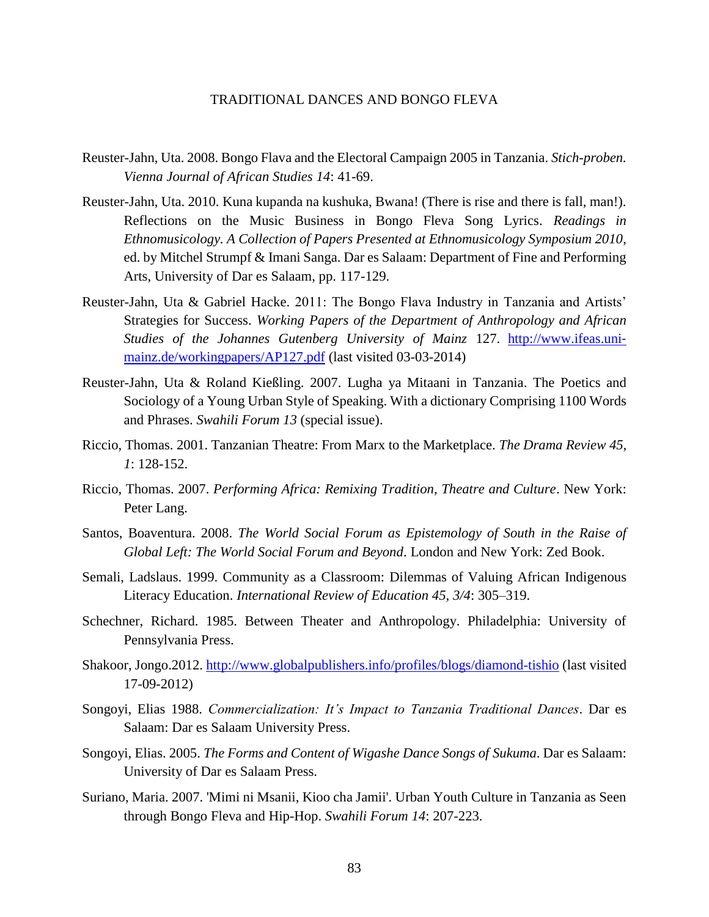Reuster-Jahn, Uta. 2008. Bongo Flava and the Electoral Campaign 2005 in Tanzania. *Stich-proben. Vienna Journal of African Studies 14*: 41-69.

Reuster-Jahn, Uta. 2010. Kuna kupanda na kushuka, Bwana! (There is rise and there is fall, man!). Reflections on the Music Business in Bongo Fleva Song Lyrics. *Readings in Ethnomusicology. A Collection of Papers Presented at Ethnomusicology Symposium 2010*, ed. by Mitchel Strumpf & Imani Sanga. Dar es Salaam: Department of Fine and Performing Arts, University of Dar es Salaam, pp. 117-129.

Reuster-Jahn, Uta & Gabriel Hacke. 2011: The Bongo Flava Industry in Tanzania and Artists' Strategies for Success. *Working Papers of the Department of Anthropology and African Studies of the Johannes Gutenberg University of Mainz* 127. http://www.ifeas.uni-mainz.de/workingpapers/AP127.pdf (last visited 03-03-2014)

Reuster-Jahn, Uta & Roland Kießling. 2007. Lugha ya Mitaani in Tanzania. The Poetics and Sociology of a Young Urban Style of Speaking. With a dictionary Comprising 1100 Words and Phrases. *Swahili Forum 13* (special issue).

Riccio, Thomas. 2001. Tanzanian Theatre: From Marx to the Marketplace. *The Drama Review 45, 1*: 128-152.

Riccio, Thomas. 2007. *Performing Africa: Remixing Tradition, Theatre and Culture*. New York: Peter Lang.

Santos, Boaventura. 2008. *The World Social Forum as Epistemology of South in the Raise of Global Left: The World Social Forum and Beyond*. London and New York: Zed Book.

Semali, Ladslaus. 1999. Community as a Classroom: Dilemmas of Valuing African Indigenous Literacy Education. *International Review of Education 45, 3/4*: 305–319.

Schechner, Richard. 1985. Between Theater and Anthropology. Philadelphia: University of Pennsylvania Press.

Shakoor, Jongo.2012. http://www.globalpublishers.info/profiles/blogs/diamond-tishio (last visited 17-09-2012)

Songoyi, Elias 1988. *Commercialization: It's Impact to Tanzania Traditional Dances*. Dar es Salaam: Dar es Salaam University Press.

Songoyi, Elias. 2005. *The Forms and Content of Wigashe Dance Songs of Sukuma*. Dar es Salaam: University of Dar es Salaam Press.

Suriano, Maria. 2007. 'Mimi ni Msanii, Kioo cha Jamii'. Urban Youth Culture in Tanzania as Seen through Bongo Fleva and Hip-Hop. *Swahili Forum 14*: 207-223.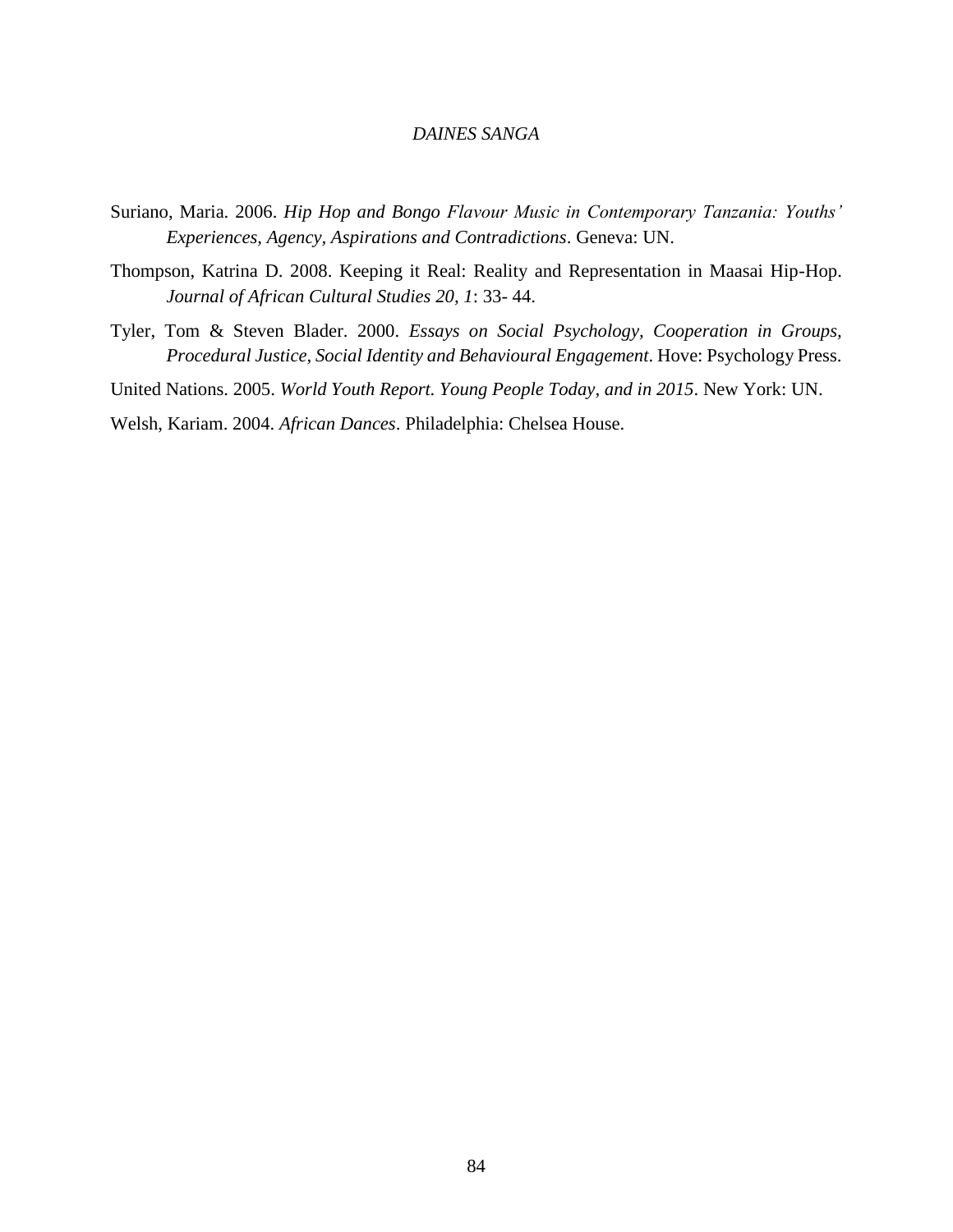Suriano, Maria. 2006. *Hip Hop and Bongo Flavour Music in Contemporary Tanzania: Youths' Experiences, Agency, Aspirations and Contradictions*. Geneva: UN.

Thompson, Katrina D. 2008. Keeping it Real: Reality and Representation in Maasai Hip-Hop. *Journal of African Cultural Studies 20, 1*: 33- 44.

Tyler, Tom & Steven Blader. 2000. *Essays on Social Psychology, Cooperation in Groups, Procedural Justice, Social Identity and Behavioural Engagement*. Hove: Psychology Press.

United Nations. 2005. *World Youth Report. Young People Today, and in 2015*. New York: UN.

Welsh, Kariam. 2004. *African Dances*. Philadelphia: Chelsea House.